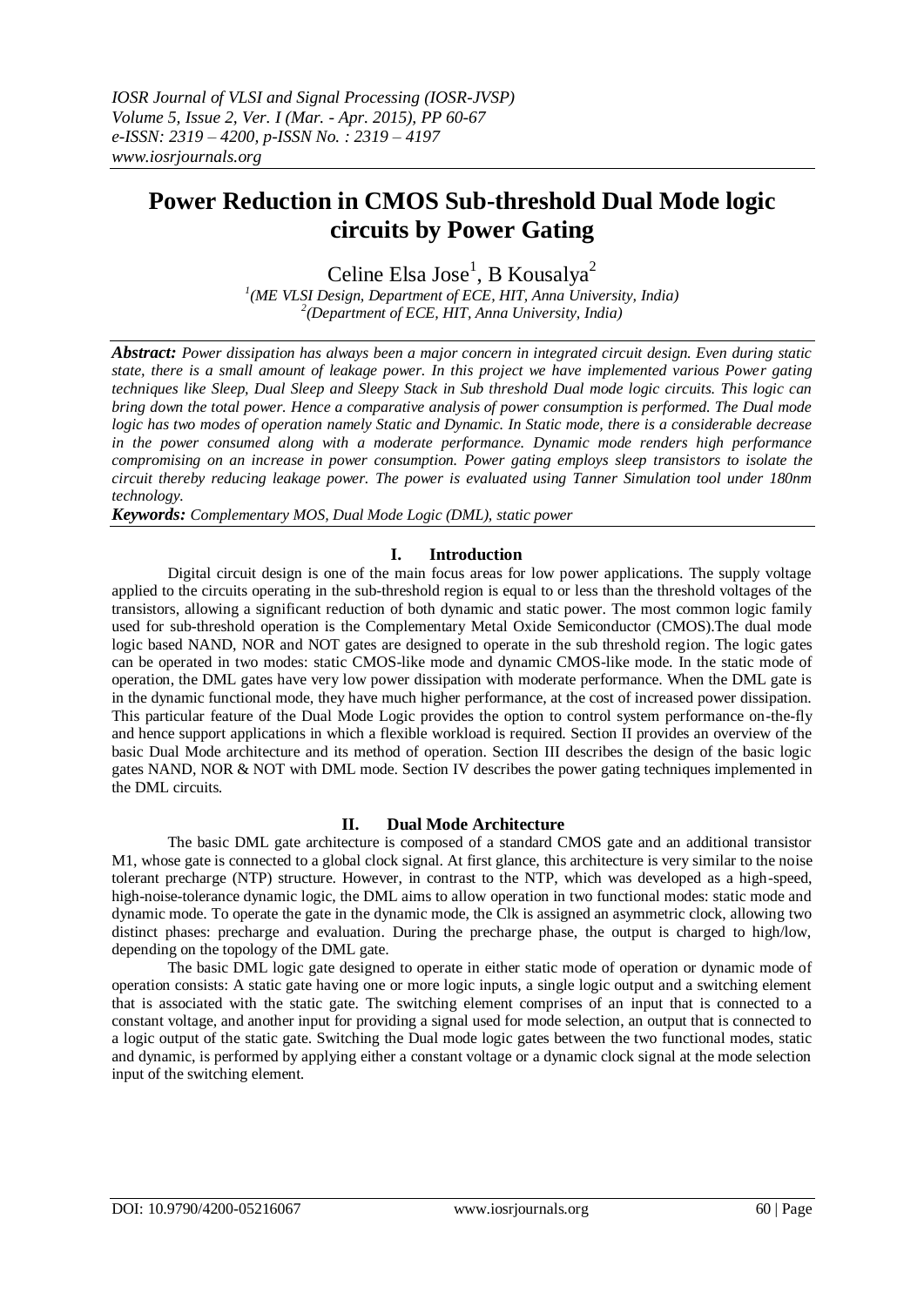# Power Reduction in CMOS Sub-threshold Dual Mode logic circuits by Power Gating

Celine Elsa Jose[1], B Kousalya[2]

[1](ME VLSI Design, Department of ECE, HIT, Anna University, India)
[2](Department of ECE, HIT, Anna University, India)

***Abstract:*** *Power dissipation has always been a major concern in integrated circuit design. Even during static state, there is a small amount of leakage power. In this project we have implemented various Power gating techniques like Sleep, Dual Sleep and Sleepy Stack in Sub threshold Dual mode logic circuits. This logic can bring down the total power. Hence a comparative analysis of power consumption is performed. The Dual mode logic has two modes of operation namely Static and Dynamic. In Static mode, there is a considerable decrease in the power consumed along with a moderate performance. Dynamic mode renders high performance compromising on an increase in power consumption. Power gating employs sleep transistors to isolate the circuit thereby reducing leakage power. The power is evaluated using Tanner Simulation tool under 180nm technology.*

***Keywords:*** *Complementary MOS, Dual Mode Logic (DML), static power*

## I. Introduction

Digital circuit design is one of the main focus areas for low power applications. The supply voltage applied to the circuits operating in the sub-threshold region is equal to or less than the threshold voltages of the transistors, allowing a significant reduction of both dynamic and static power. The most common logic family used for sub-threshold operation is the Complementary Metal Oxide Semiconductor (CMOS).The dual mode logic based NAND, NOR and NOT gates are designed to operate in the sub threshold region. The logic gates can be operated in two modes: static CMOS-like mode and dynamic CMOS-like mode. In the static mode of operation, the DML gates have very low power dissipation with moderate performance. When the DML gate is in the dynamic functional mode, they have much higher performance, at the cost of increased power dissipation. This particular feature of the Dual Mode Logic provides the option to control system performance on-the-fly and hence support applications in which a flexible workload is required. Section II provides an overview of the basic Dual Mode architecture and its method of operation. Section III describes the design of the basic logic gates NAND, NOR & NOT with DML mode. Section IV describes the power gating techniques implemented in the DML circuits.

## II. Dual Mode Architecture

The basic DML gate architecture is composed of a standard CMOS gate and an additional transistor M1, whose gate is connected to a global clock signal. At first glance, this architecture is very similar to the noise tolerant precharge (NTP) structure. However, in contrast to the NTP, which was developed as a high-speed, high-noise-tolerance dynamic logic, the DML aims to allow operation in two functional modes: static mode and dynamic mode. To operate the gate in the dynamic mode, the Clk is assigned an asymmetric clock, allowing two distinct phases: precharge and evaluation. During the precharge phase, the output is charged to high/low, depending on the topology of the DML gate.

The basic DML logic gate designed to operate in either static mode of operation or dynamic mode of operation consists: A static gate having one or more logic inputs, a single logic output and a switching element that is associated with the static gate. The switching element comprises of an input that is connected to a constant voltage, and another input for providing a signal used for mode selection, an output that is connected to a logic output of the static gate. Switching the Dual mode logic gates between the two functional modes, static and dynamic, is performed by applying either a constant voltage or a dynamic clock signal at the mode selection input of the switching element.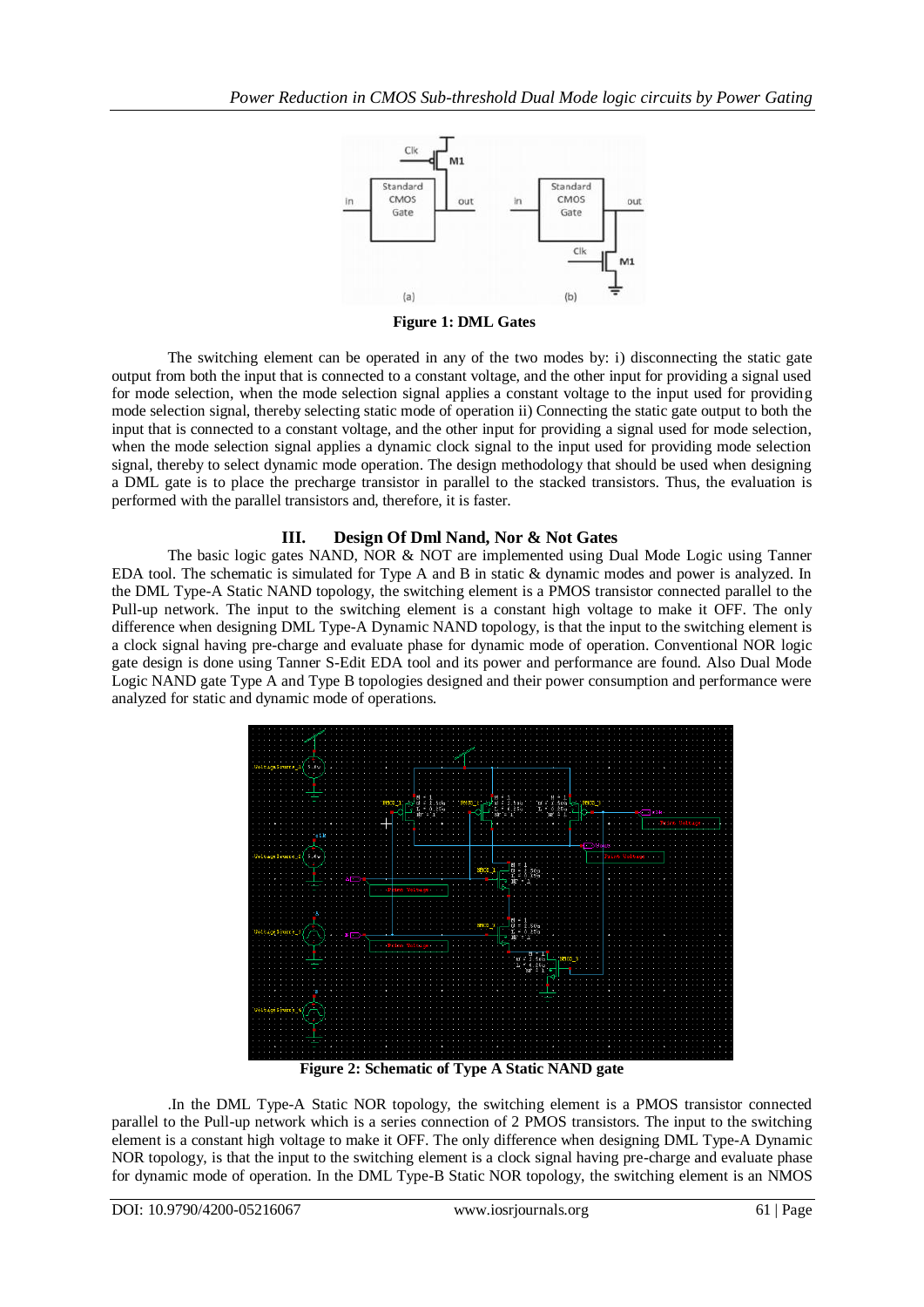**Figure 1: DML Gates**

The switching element can be operated in any of the two modes by: i) disconnecting the static gate output from both the input that is connected to a constant voltage, and the other input for providing a signal used for mode selection, when the mode selection signal applies a constant voltage to the input used for providing mode selection signal, thereby selecting static mode of operation ii) Connecting the static gate output to both the input that is connected to a constant voltage, and the other input for providing a signal used for mode selection, when the mode selection signal applies a dynamic clock signal to the input used for providing mode selection signal, thereby to select dynamic mode operation. The design methodology that should be used when designing a DML gate is to place the precharge transistor in parallel to the stacked transistors. Thus, the evaluation is performed with the parallel transistors and, therefore, it is faster.

## III. Design Of Dml Nand, Nor & Not Gates

The basic logic gates NAND, NOR & NOT are implemented using Dual Mode Logic using Tanner EDA tool. The schematic is simulated for Type A and B in static & dynamic modes and power is analyzed. In the DML Type-A Static NAND topology, the switching element is a PMOS transistor connected parallel to the Pull-up network. The input to the switching element is a constant high voltage to make it OFF. The only difference when designing DML Type-A Dynamic NAND topology, is that the input to the switching element is a clock signal having pre-charge and evaluate phase for dynamic mode of operation. Conventional NOR logic gate design is done using Tanner S-Edit EDA tool and its power and performance are found. Also Dual Mode Logic NAND gate Type A and Type B topologies designed and their power consumption and performance were analyzed for static and dynamic mode of operations.

**Figure 2: Schematic of Type A Static NAND gate**

.In the DML Type-A Static NOR topology, the switching element is a PMOS transistor connected parallel to the Pull-up network which is a series connection of 2 PMOS transistors. The input to the switching element is a constant high voltage to make it OFF. The only difference when designing DML Type-A Dynamic NOR topology, is that the input to the switching element is a clock signal having pre-charge and evaluate phase for dynamic mode of operation. In the DML Type-B Static NOR topology, the switching element is an NMOS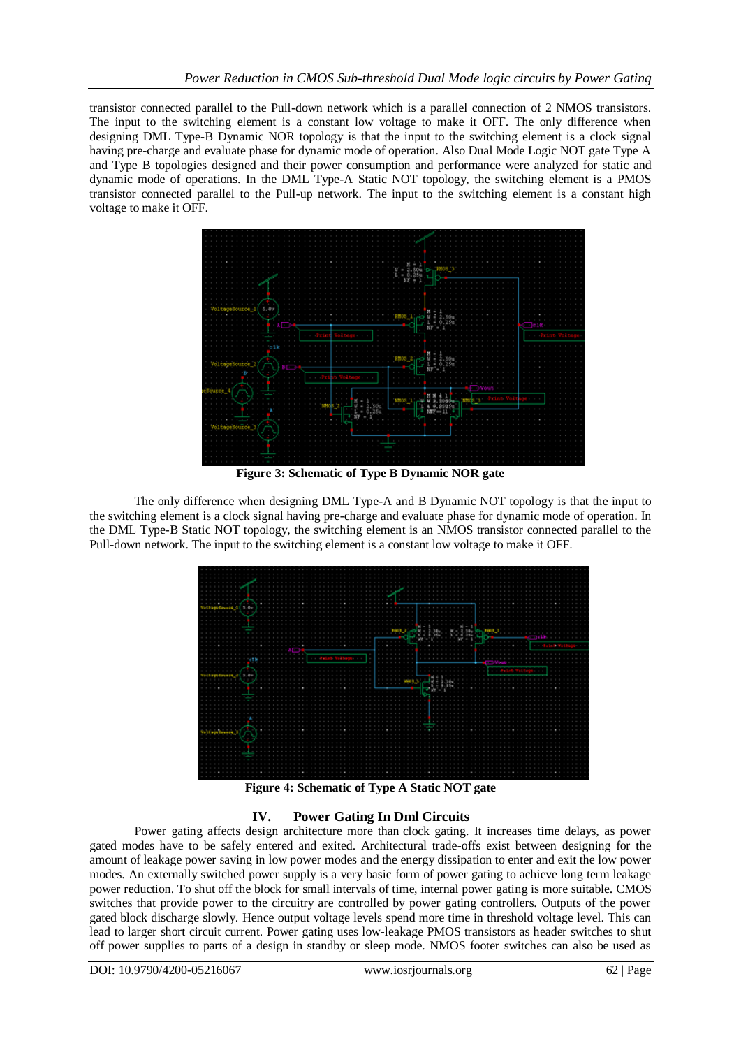transistor connected parallel to the Pull-down network which is a parallel connection of 2 NMOS transistors. The input to the switching element is a constant low voltage to make it OFF. The only difference when designing DML Type-B Dynamic NOR topology is that the input to the switching element is a clock signal having pre-charge and evaluate phase for dynamic mode of operation. Also Dual Mode Logic NOT gate Type A and Type B topologies designed and their power consumption and performance were analyzed for static and dynamic mode of operations. In the DML Type-A Static NOT topology, the switching element is a PMOS transistor connected parallel to the Pull-up network. The input to the switching element is a constant high voltage to make it OFF.

**Figure 3: Schematic of Type B Dynamic NOR gate**

The only difference when designing DML Type-A and B Dynamic NOT topology is that the input to the switching element is a clock signal having pre-charge and evaluate phase for dynamic mode of operation. In the DML Type-B Static NOT topology, the switching element is an NMOS transistor connected parallel to the Pull-down network. The input to the switching element is a constant low voltage to make it OFF.

**Figure 4: Schematic of Type A Static NOT gate**

## IV. Power Gating In Dml Circuits

Power gating affects design architecture more than clock gating. It increases time delays, as power gated modes have to be safely entered and exited. Architectural trade-offs exist between designing for the amount of leakage power saving in low power modes and the energy dissipation to enter and exit the low power modes. An externally switched power supply is a very basic form of power gating to achieve long term leakage power reduction. To shut off the block for small intervals of time, internal power gating is more suitable. CMOS switches that provide power to the circuitry are controlled by power gating controllers. Outputs of the power gated block discharge slowly. Hence output voltage levels spend more time in threshold voltage level. This can lead to larger short circuit current. Power gating uses low-leakage PMOS transistors as header switches to shut off power supplies to parts of a design in standby or sleep mode. NMOS footer switches can also be used as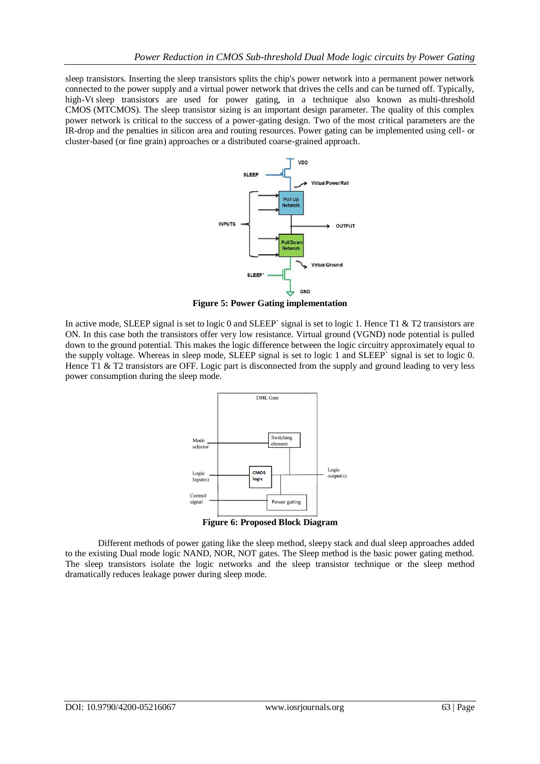sleep transistors. Inserting the sleep transistors splits the chip's power network into a permanent power network connected to the power supply and a virtual power network that drives the cells and can be turned off. Typically, high-Vt sleep transistors are used for power gating, in a technique also known as multi-threshold CMOS (MTCMOS). The sleep transistor sizing is an important design parameter. The quality of this complex power network is critical to the success of a power-gating design. Two of the most critical parameters are the IR-drop and the penalties in silicon area and routing resources. Power gating can be implemented using cell- or cluster-based (or fine grain) approaches or a distributed coarse-grained approach.

**Figure 5: Power Gating implementation**

In active mode, SLEEP signal is set to logic 0 and SLEEP` signal is set to logic 1. Hence T1 & T2 transistors are ON. In this case both the transistors offer very low resistance. Virtual ground (VGND) node potential is pulled down to the ground potential. This makes the logic difference between the logic circuitry approximately equal to the supply voltage. Whereas in sleep mode, SLEEP signal is set to logic 1 and SLEEP` signal is set to logic 0. Hence T1 & T2 transistors are OFF. Logic part is disconnected from the supply and ground leading to very less power consumption during the sleep mode.

**Figure 6: Proposed Block Diagram**

Different methods of power gating like the sleep method, sleepy stack and dual sleep approaches added to the existing Dual mode logic NAND, NOR, NOT gates. The Sleep method is the basic power gating method. The sleep transistors isolate the logic networks and the sleep transistor technique or the sleep method dramatically reduces leakage power during sleep mode.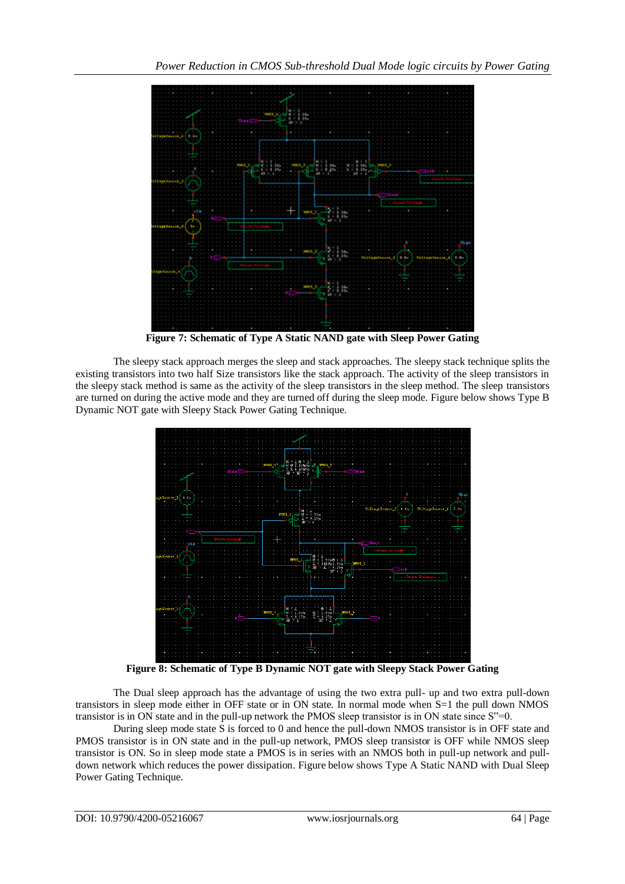**Figure 7: Schematic of Type A Static NAND gate with Sleep Power Gating**

The sleepy stack approach merges the sleep and stack approaches. The sleepy stack technique splits the existing transistors into two half Size transistors like the stack approach. The activity of the sleep transistors in the sleepy stack method is same as the activity of the sleep transistors in the sleep method. The sleep transistors are turned on during the active mode and they are turned off during the sleep mode. Figure below shows Type B Dynamic NOT gate with Sleepy Stack Power Gating Technique.

**Figure 8: Schematic of Type B Dynamic NOT gate with Sleepy Stack Power Gating**

The Dual sleep approach has the advantage of using the two extra pull- up and two extra pull-down transistors in sleep mode either in OFF state or in ON state. In normal mode when S=1 the pull down NMOS transistor is in ON state and in the pull-up network the PMOS sleep transistor is in ON state since S''=0.

During sleep mode state S is forced to 0 and hence the pull-down NMOS transistor is in OFF state and PMOS transistor is in ON state and in the pull-up network, PMOS sleep transistor is OFF while NMOS sleep transistor is ON. So in sleep mode state a PMOS is in series with an NMOS both in pull-up network and pull-down network which reduces the power dissipation. Figure below shows Type A Static NAND with Dual Sleep Power Gating Technique.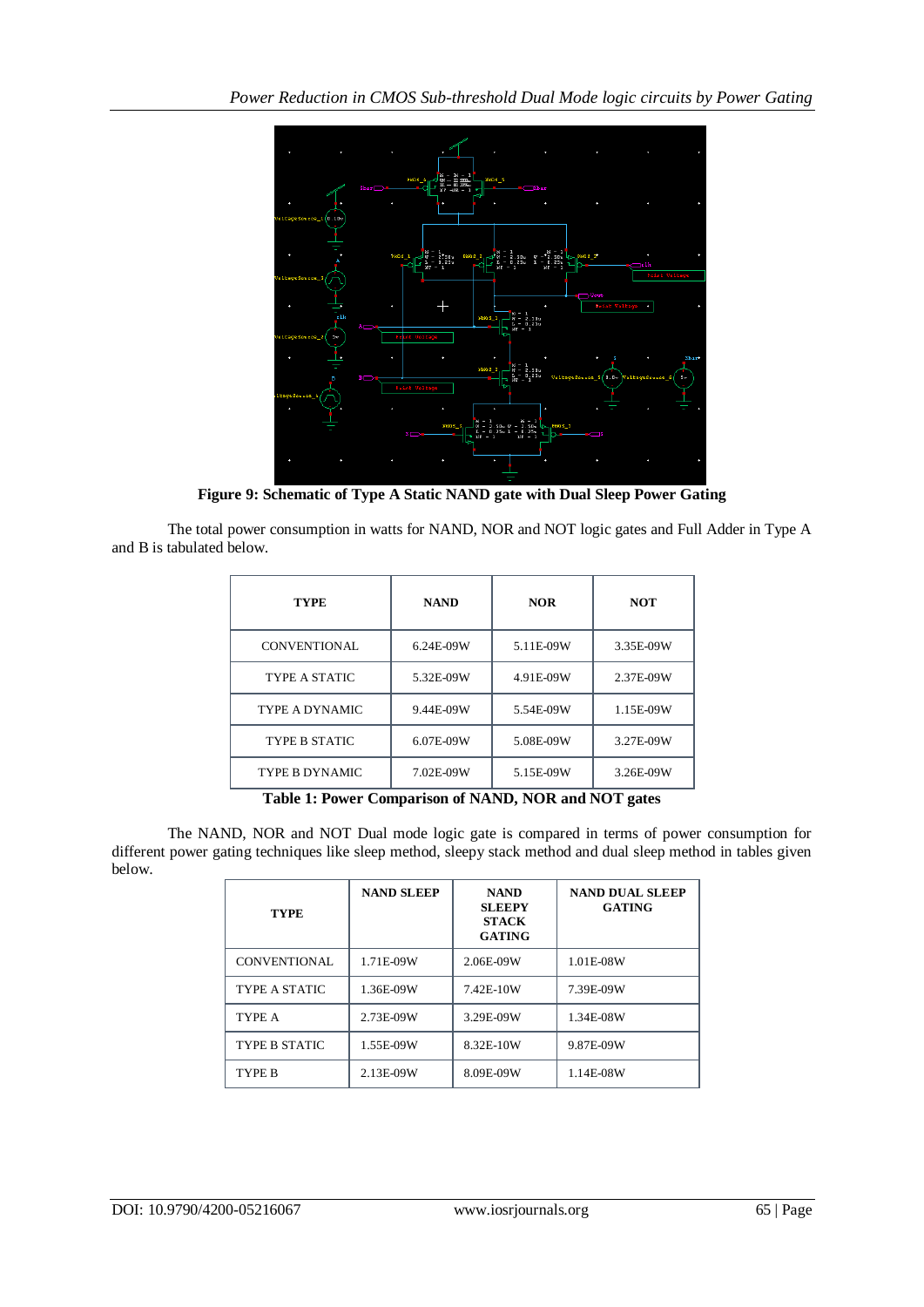**Figure 9: Schematic of Type A Static NAND gate with Dual Sleep Power Gating**

The total power consumption in watts for NAND, NOR and NOT logic gates and Full Adder in Type A and B is tabulated below.

| TYPE | NAND | NOR | NOT |
|---|---|---|---|
| CONVENTIONAL | 6.24E-09W | 5.11E-09W | 3.35E-09W |
| TYPE A STATIC | 5.32E-09W | 4.91E-09W | 2.37E-09W |
| TYPE A DYNAMIC | 9.44E-09W | 5.54E-09W | 1.15E-09W |
| TYPE B STATIC | 6.07E-09W | 5.08E-09W | 3.27E-09W |
| TYPE B DYNAMIC | 7.02E-09W | 5.15E-09W | 3.26E-09W |

**Table 1: Power Comparison of NAND, NOR and NOT gates**

The NAND, NOR and NOT Dual mode logic gate is compared in terms of power consumption for different power gating techniques like sleep method, sleepy stack method and dual sleep method in tables given below.

| TYPE | NAND SLEEP | NAND SLEEPY STACK GATING | NAND DUAL SLEEP GATING |
|---|---|---|---|
| CONVENTIONAL | 1.71E-09W | 2.06E-09W | 1.01E-08W |
| TYPE A STATIC | 1.36E-09W | 7.42E-10W | 7.39E-09W |
| TYPE A | 2.73E-09W | 3.29E-09W | 1.34E-08W |
| TYPE B STATIC | 1.55E-09W | 8.32E-10W | 9.87E-09W |
| TYPE B | 2.13E-09W | 8.09E-09W | 1.14E-08W |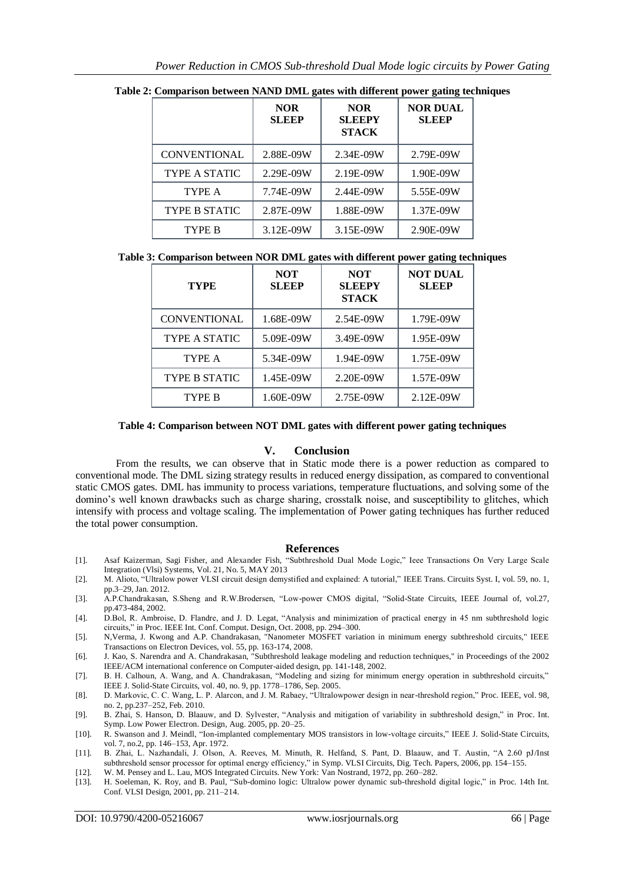**Table 2: Comparison between NAND DML gates with different power gating techniques**

| | NOR SLEEP | NOR SLEEPY STACK | NOR DUAL SLEEP |
|---|---|---|---|
| CONVENTIONAL | 2.88E-09W | 2.34E-09W | 2.79E-09W |
| TYPE A STATIC | 2.29E-09W | 2.19E-09W | 1.90E-09W |
| TYPE A | 7.74E-09W | 2.44E-09W | 5.55E-09W |
| TYPE B STATIC | 2.87E-09W | 1.88E-09W | 1.37E-09W |
| TYPE B | 3.12E-09W | 3.15E-09W | 2.90E-09W |

**Table 3: Comparison between NOR DML gates with different power gating techniques**

| TYPE | NOT SLEEP | NOT SLEEPY STACK | NOT DUAL SLEEP |
|---|---|---|---|
| CONVENTIONAL | 1.68E-09W | 2.54E-09W | 1.79E-09W |
| TYPE A STATIC | 5.09E-09W | 3.49E-09W | 1.95E-09W |
| TYPE A | 5.34E-09W | 1.94E-09W | 1.75E-09W |
| TYPE B STATIC | 1.45E-09W | 2.20E-09W | 1.57E-09W |
| TYPE B | 1.60E-09W | 2.75E-09W | 2.12E-09W |

**Table 4: Comparison between NOT DML gates with different power gating techniques**

## V. Conclusion

From the results, we can observe that in Static mode there is a power reduction as compared to conventional mode. The DML sizing strategy results in reduced energy dissipation, as compared to conventional static CMOS gates. DML has immunity to process variations, temperature fluctuations, and solving some of the domino's well known drawbacks such as charge sharing, crosstalk noise, and susceptibility to glitches, which intensify with process and voltage scaling. The implementation of Power gating techniques has further reduced the total power consumption.

## References

[1]. Asaf Kaizerman, Sagi Fisher, and Alexander Fish, "Subthreshold Dual Mode Logic," Ieee Transactions On Very Large Scale Integration (Vlsi) Systems, Vol. 21, No. 5, MAY 2013

[2]. M. Alioto, "Ultralow power VLSI circuit design demystified and explained: A tutorial," IEEE Trans. Circuits Syst. I, vol. 59, no. 1, pp.3–29, Jan. 2012.

[3]. A.P.Chandrakasan, S.Sheng and R.W.Brodersen, "Low-power CMOS digital, "Solid-State Circuits, IEEE Journal of, vol.27, pp.473-484, 2002.

[4]. D.Bol, R. Ambroise, D. Flandre, and J. D. Legat, "Analysis and minimization of practical energy in 45 nm subthreshold logic circuits," in Proc. IEEE Int. Conf. Comput. Design, Oct. 2008, pp. 294–300.

[5]. N,Verma, J. Kwong and A.P. Chandrakasan, "Nanometer MOSFET variation in minimum energy subthreshold circuits," IEEE Transactions on Electron Devices, vol. 55, pp. 163-174, 2008.

[6]. J. Kao, S. Narendra and A. Chandrakasan, "Subthreshold leakage modeling and reduction techniques," in Proceedings of the 2002 IEEE/ACM international conference on Computer-aided design, pp. 141-148, 2002.

[7]. B. H. Calhoun, A. Wang, and A. Chandrakasan, "Modeling and sizing for minimum energy operation in subthreshold circuits," IEEE J. Solid-State Circuits, vol. 40, no. 9, pp. 1778–1786, Sep. 2005.

[8]. D. Markovic, C. C. Wang, L. P. Alarcon, and J. M. Rabaey, "Ultralowpower design in near-threshold region," Proc. IEEE, vol. 98, no. 2, pp.237–252, Feb. 2010.

[9]. B. Zhai, S. Hanson, D. Blaauw, and D. Sylvester, "Analysis and mitigation of variability in subthreshold design," in Proc. Int. Symp. Low Power Electron. Design, Aug. 2005, pp. 20–25.

[10]. R. Swanson and J. Meindl, "Ion-implanted complementary MOS transistors in low-voltage circuits," IEEE J. Solid-State Circuits, vol. 7, no.2, pp. 146–153, Apr. 1972.

[11]. B. Zhai, L. Nazhandali, J. Olson, A. Reeves, M. Minuth, R. Helfand, S. Pant, D. Blaauw, and T. Austin, "A 2.60 pJ/Inst subthreshold sensor processor for optimal energy efficiency," in Symp. VLSI Circuits, Dig. Tech. Papers, 2006, pp. 154–155.

[12]. W. M. Pensey and L. Lau, MOS Integrated Circuits. New York: Van Nostrand, 1972, pp. 260–282.

[13]. H. Soeleman, K. Roy, and B. Paul, "Sub-domino logic: Ultralow power dynamic sub-threshold digital logic," in Proc. 14th Int. Conf. VLSI Design, 2001, pp. 211–214.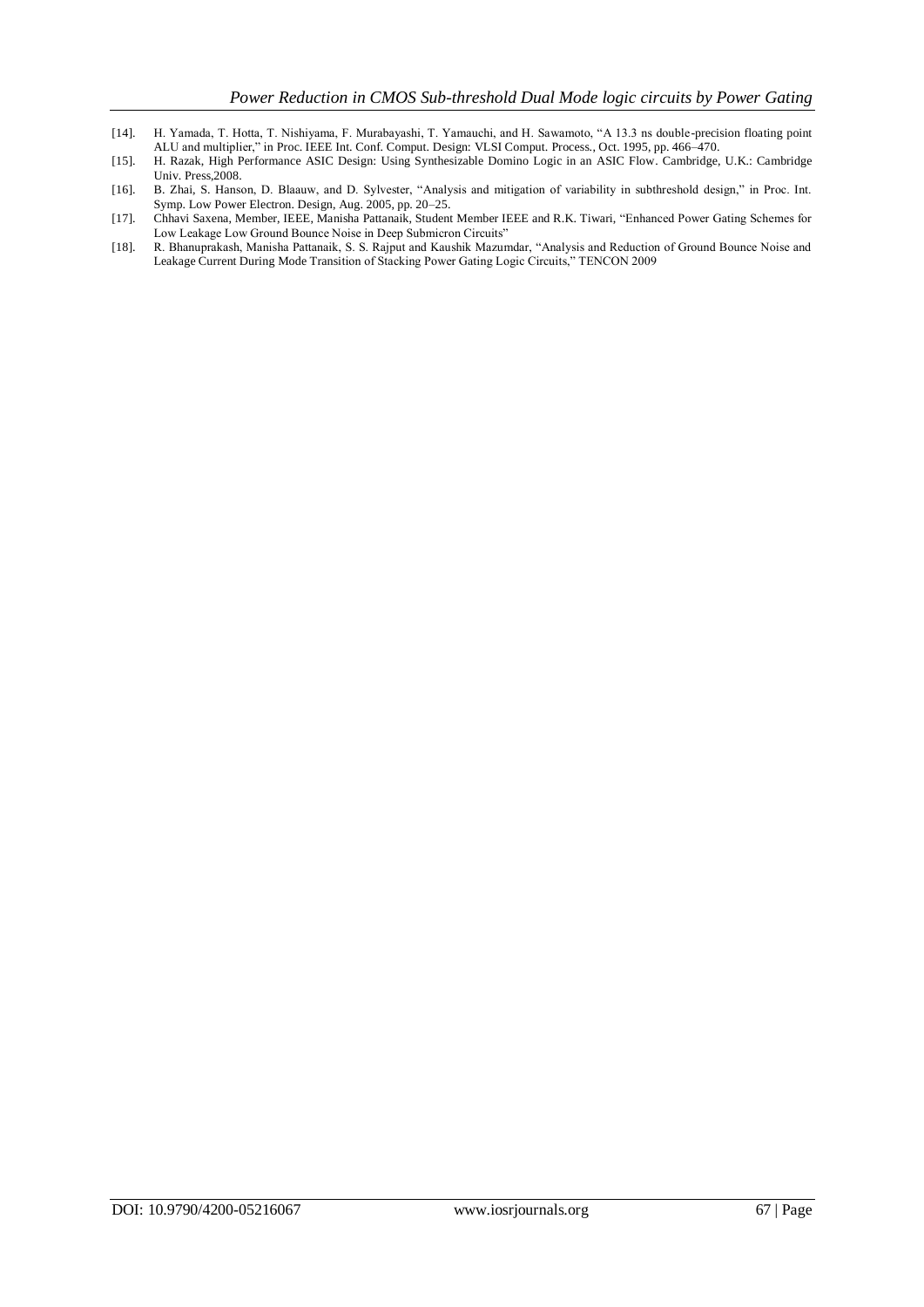[14]. H. Yamada, T. Hotta, T. Nishiyama, F. Murabayashi, T. Yamauchi, and H. Sawamoto, "A 13.3 ns double-precision floating point ALU and multiplier," in Proc. IEEE Int. Conf. Comput. Design: VLSI Comput. Process., Oct. 1995, pp. 466–470.

[15]. H. Razak, High Performance ASIC Design: Using Synthesizable Domino Logic in an ASIC Flow. Cambridge, U.K.: Cambridge Univ. Press,2008.

[16]. B. Zhai, S. Hanson, D. Blaauw, and D. Sylvester, "Analysis and mitigation of variability in subthreshold design," in Proc. Int. Symp. Low Power Electron. Design, Aug. 2005, pp. 20–25.

[17]. Chhavi Saxena, Member, IEEE, Manisha Pattanaik, Student Member IEEE and R.K. Tiwari, "Enhanced Power Gating Schemes for Low Leakage Low Ground Bounce Noise in Deep Submicron Circuits"

[18]. R. Bhanuprakash, Manisha Pattanaik, S. S. Rajput and Kaushik Mazumdar, "Analysis and Reduction of Ground Bounce Noise and Leakage Current During Mode Transition of Stacking Power Gating Logic Circuits," TENCON 2009